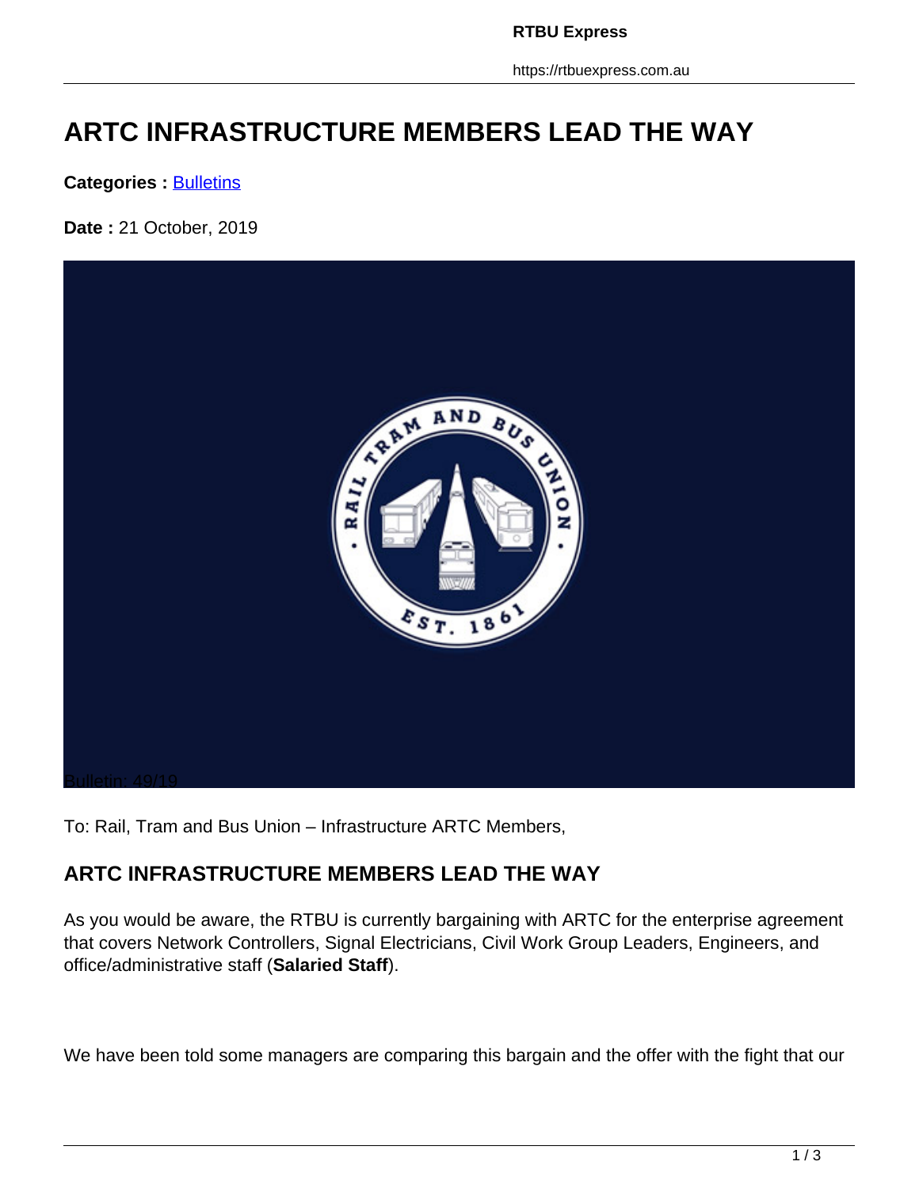# ARTC INFRASTRUCTURE MEMBERS LEAD THE WAY

**Categories :** Bulletins

**Date :** 21 October, 2019

Bulletin: 49/19

To: Rail, Tram and Bus Union – Infrastructure ARTC Members,

## ARTC INFRASTRUCTURE MEMBERS LEAD THE WAY

As you would be aware, the RTBU is currently bargaining with ARTC for the enterprise agreement that covers Network Controllers, Signal Electricians, Civil Work Group Leaders, Engineers, and office/administrative staff (**Salaried Staff**).

We have been told some managers are comparing this bargain and the offer with the fight that our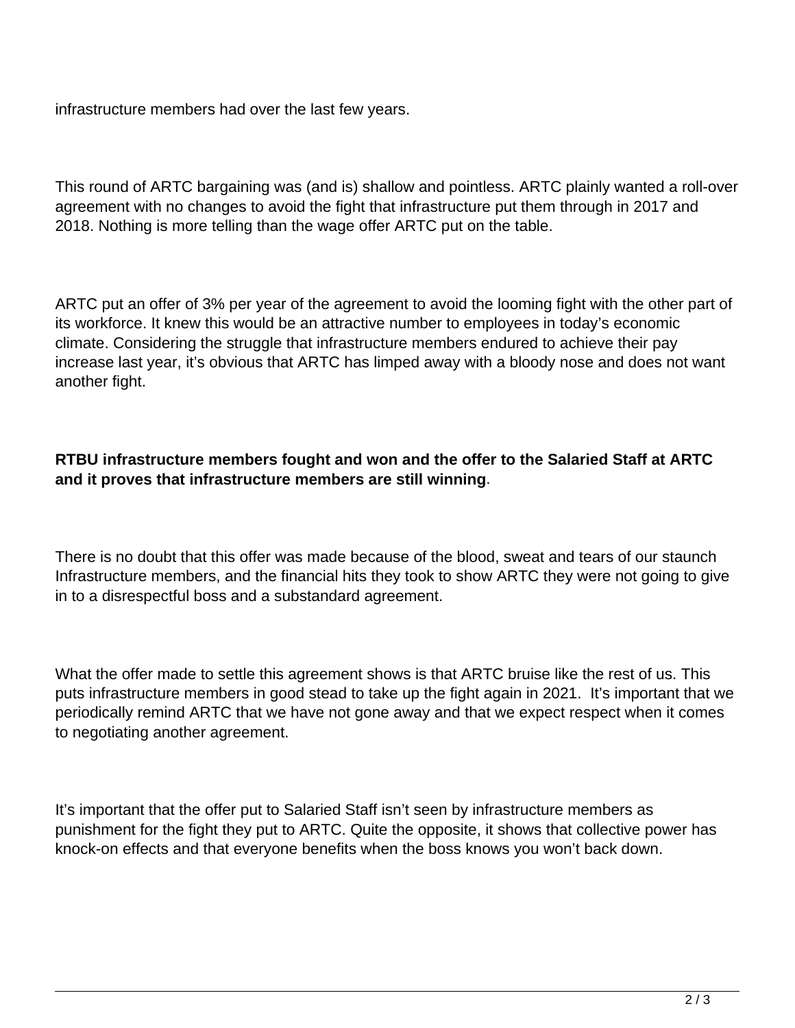infrastructure members had over the last few years.

This round of ARTC bargaining was (and is) shallow and pointless. ARTC plainly wanted a roll-over agreement with no changes to avoid the fight that infrastructure put them through in 2017 and 2018. Nothing is more telling than the wage offer ARTC put on the table.

ARTC put an offer of 3% per year of the agreement to avoid the looming fight with the other part of its workforce. It knew this would be an attractive number to employees in today's economic climate. Considering the struggle that infrastructure members endured to achieve their pay increase last year, it's obvious that ARTC has limped away with a bloody nose and does not want another fight.

**RTBU infrastructure members fought and won and the offer to the Salaried Staff at ARTC and it proves that infrastructure members are still winning**.

There is no doubt that this offer was made because of the blood, sweat and tears of our staunch Infrastructure members, and the financial hits they took to show ARTC they were not going to give in to a disrespectful boss and a substandard agreement.

What the offer made to settle this agreement shows is that ARTC bruise like the rest of us. This puts infrastructure members in good stead to take up the fight again in 2021. It's important that we periodically remind ARTC that we have not gone away and that we expect respect when it comes to negotiating another agreement.

It's important that the offer put to Salaried Staff isn't seen by infrastructure members as punishment for the fight they put to ARTC. Quite the opposite, it shows that collective power has knock-on effects and that everyone benefits when the boss knows you won't back down.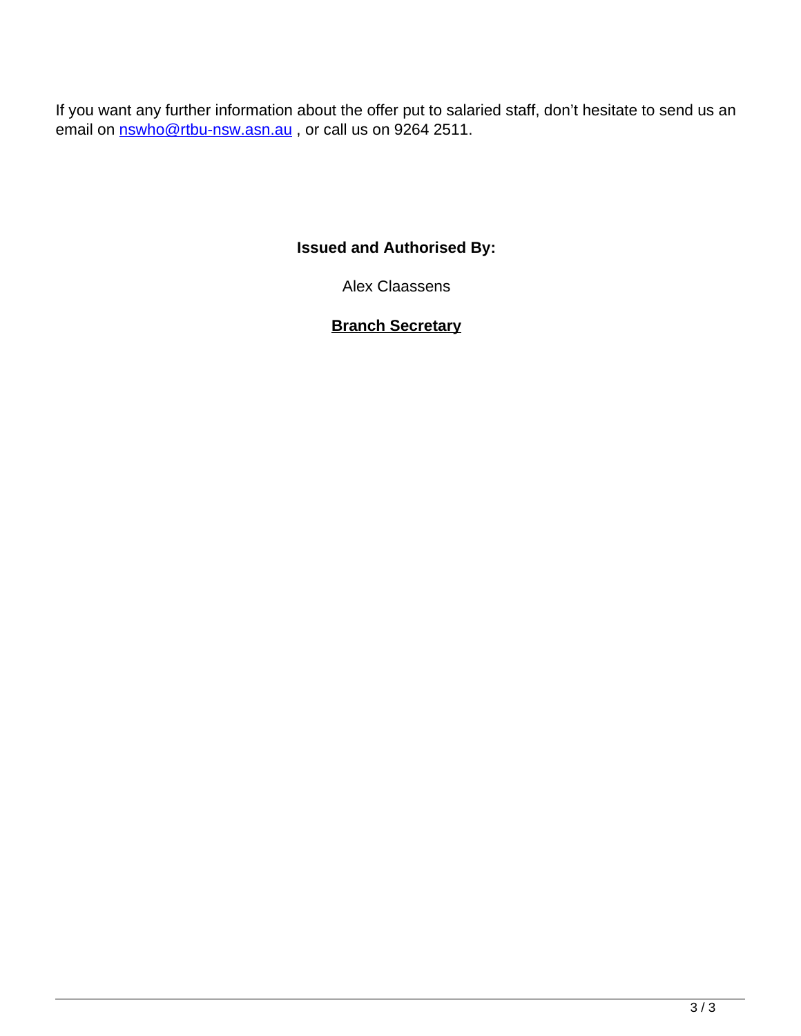If you want any further information about the offer put to salaried staff, don't hesitate to send us an email on nswho@rtbu-nsw.asn.au , or call us on 9264 2511.

**Issued and Authorised By:**

Alex Claassens

**Branch Secretary**